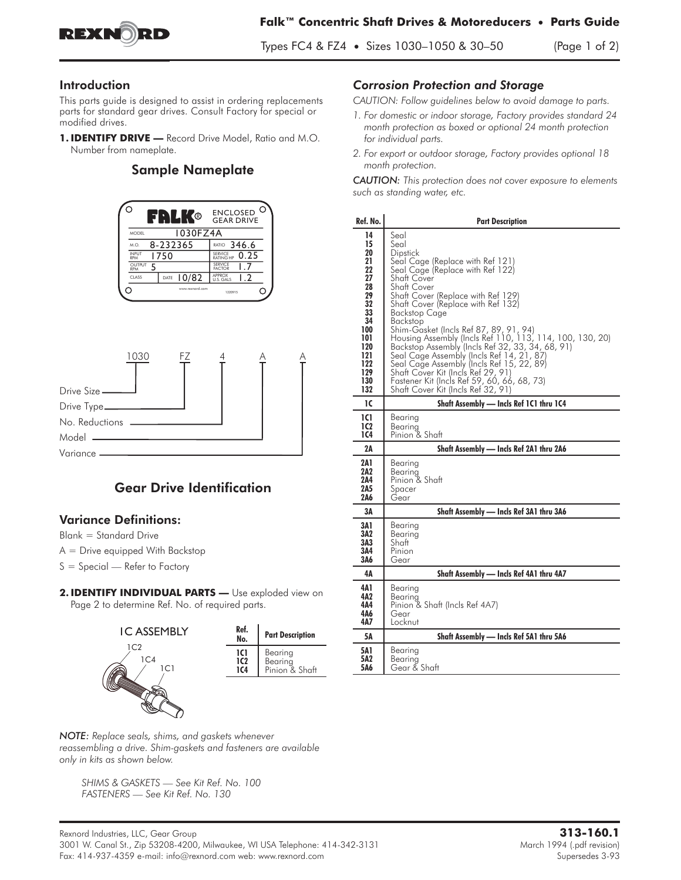# Falk™ Concentric Shaft Drives & Motoreducers • Parts Guide

Types FC4 & FZ4 • Sizes 1030–1050 & 30–50

## Introduction

This parts guide is designed to assist in ordering replacements parts for standard gear drives. Consult Factory for special or modified drives.

**1. IDENTIFY DRIVE —** Record Drive Model, Ratio and M.O. Number from nameplate.

## Sample Nameplate

| FALK® | ENCLOSED GEAR DRIVE |
|---|---|
| MODEL 1030FZ4A | |
| M.O. 8-232365 | RATIO 346.6 |
| INPUT RPM 1750 | SERVICE RATING HP 0.25 |
| OUTPUT RPM 5 | SERVICE FACTOR 1.7 |
| CLASS DATE 10/82 | APPROX U.S. GALS 1.2 |

www.rexnord.com

1030 FZ 4 A A

- Drive Size — 1030
- Drive Type — FZ
- No. Reductions — 4
- Model — A
- Variance — A

## Gear Drive Identification

### Variance Definitions:

Blank = Standard Drive

A = Drive equipped With Backstop

S = Special — Refer to Factory

**2. IDENTIFY INDIVIDUAL PARTS —** Use exploded view on Page 2 to determine Ref. No. of required parts.

1C ASSEMBLY

| Ref. No. | Part Description |
|---|---|
| 1C1 | Bearing |
| 1C2 | Bearing |
| 1C4 | Pinion & Shaft |

*NOTE: Replace seals, shims, and gaskets whenever reassembling a drive. Shim-gaskets and fasteners are available only in kits as shown below.*

*SHIMS & GASKETS — See Kit Ref. No. 100*
*FASTENERS — See Kit Ref. No. 130*

## *Corrosion Protection and Storage*

*CAUTION: Follow guidelines below to avoid damage to parts.*

1. *For domestic or indoor storage, Factory provides standard 24 month protection as boxed or optional 24 month protection for individual parts.*
2. *For export or outdoor storage, Factory provides optional 18 month protection.*

*CAUTION: This protection does not cover exposure to elements such as standing water, etc.*

| Ref. No. | Part Description |
|---|---|
| 14 | Seal |
| 15 | Seal |
| 20 | Dipstick |
| 21 | Seal Cage (Replace with Ref 121) |
| 22 | Seal Cage (Replace with Ref 122) |
| 27 | Shaft Cover |
| 28 | Shaft Cover |
| 29 | Shaft Cover (Replace with Ref 129) |
| 32 | Shaft Cover (Replace with Ref 132) |
| 33 | Backstop Cage |
| 34 | Backstop |
| 100 | Shim-Gasket (Incls Ref 87, 89, 91, 94) |
| 101 | Housing Assembly (Incls Ref 110, 113, 114, 100, 130, 20) |
| 120 | Backstop Assembly (Incls Ref 32, 33, 34, 68, 91) |
| 121 | Seal Cage Assembly (Incls Ref 14, 21, 87) |
| 122 | Seal Cage Assembly (Incls Ref 15, 22, 89) |
| 129 | Shaft Cover Kit (Incls Ref 29, 91) |
| 130 | Fastener Kit (Incls Ref 59, 60, 66, 68, 73) |
| 132 | Shaft Cover Kit (Incls Ref 32, 91) |
| **1C** | **Shaft Assembly — Incls Ref 1C1 thru 1C4** |
| 1C1 | Bearing |
| 1C2 | Bearing |
| 1C4 | Pinion & Shaft |
| **2A** | **Shaft Assembly — Incls Ref 2A1 thru 2A6** |
| 2A1 | Bearing |
| 2A2 | Bearing |
| 2A4 | Pinion & Shaft |
| 2A5 | Spacer |
| 2A6 | Gear |
| **3A** | **Shaft Assembly — Incls Ref 3A1 thru 3A6** |
| 3A1 | Bearing |
| 3A2 | Bearing |
| 3A3 | Shaft |
| 3A4 | Pinion |
| 3A6 | Gear |
| **4A** | **Shaft Assembly — Incls Ref 4A1 thru 4A7** |
| 4A1 | Bearing |
| 4A2 | Bearing |
| 4A4 | Pinion & Shaft (Incls Ref 4A7) |
| 4A6 | Gear |
| 4A7 | Locknut |
| **5A** | **Shaft Assembly — Incls Ref 5A1 thru 5A6** |
| 5A1 | Bearing |
| 5A2 | Bearing |
| 5A6 | Gear & Shaft |

Rexnord Industries, LLC, Gear Group
3001 W. Canal St., Zip 53208-4200, Milwaukee, WI USA Telephone: 414-342-3131
Fax: 414-937-4359 e-mail: info@rexnord.com web: www.rexnord.com

**313-160.1**
March 1994 (.pdf revision)
Supersedes 3-93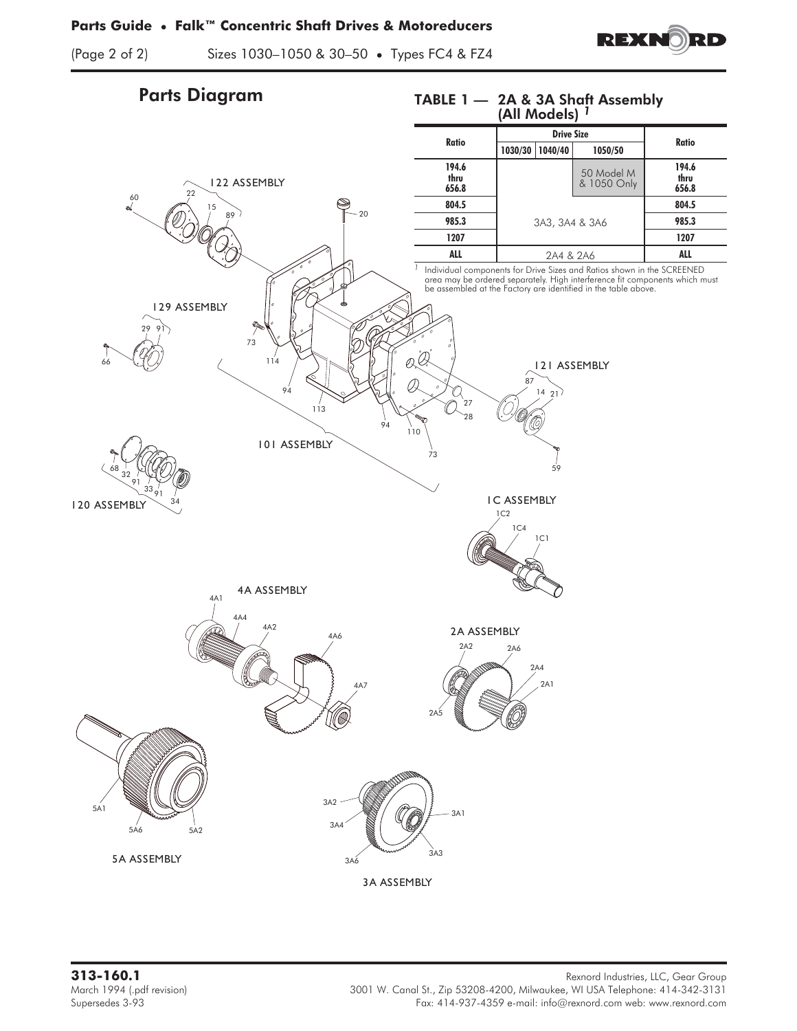## Parts Diagram

122 ASSEMBLY
60
22
15
89
20

129 ASSEMBLY
29
91
66
73
114
94
113
94
110
73
27
28

121 ASSEMBLY
87
14
21
59

101 ASSEMBLY

68
32
91
33
91
34
120 ASSEMBLY

1C ASSEMBLY
1C2
1C4
1C1

4A ASSEMBLY
4A1
4A4
4A2
4A6
4A7

2A ASSEMBLY
2A2
2A6
2A4
2A1
2A5

5A1
5A6
5A2
5A ASSEMBLY

3A2
3A4
3A6
3A1
3A3
3A ASSEMBLY

## TABLE 1 — 2A & 3A Shaft Assembly (All Models) [1]

| Ratio | Drive Size | | | Ratio |
|---|---|---|---|---|
| | 1030/30 | 1040/40 | 1050/50 | |
| 194.6 thru 656.8 | | | 50 Model M & 1050 Only | 194.6 thru 656.8 |
| 804.5 | 3A3, 3A4 & 3A6 | | | 804.5 |
| 985.3 | | | | 985.3 |
| 1207 | | | | 1207 |
| ALL | 2A4 & 2A6 | | | ALL |

[1] Individual components for Drive Sizes and Ratios shown in the SCREENED area may be ordered separately. High interference fit components which must be assembled at the Factory are identified in the table above.

**313-160.1**
March 1994 (.pdf revision)
Supersedes 3-93

Rexnord Industries, LLC, Gear Group
3001 W. Canal St., Zip 53208-4200, Milwaukee, WI USA Telephone: 414-342-3131
Fax: 414-937-4359 e-mail: info@rexnord.com web: www.rexnord.com